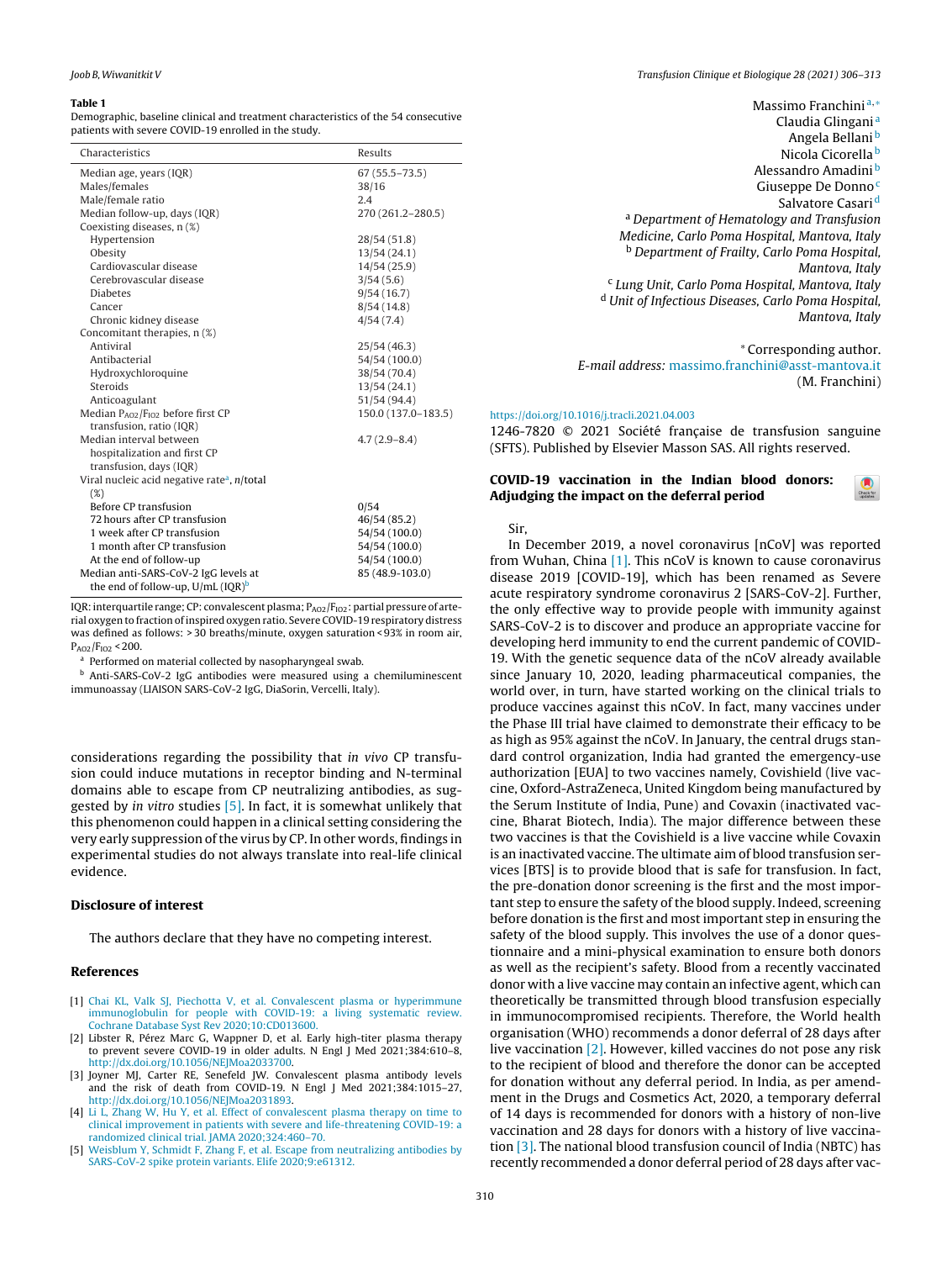**Table 1**
Demographic, baseline clinical and treatment characteristics of the 54 consecutive patients with severe COVID-19 enrolled in the study.

| Characteristics | Results |
|---|---|
| Median age, years (IQR) | 67 (55.5–73.5) |
| Males/females | 38/16 |
| Male/female ratio | 2.4 |
| Median follow-up, days (IQR) | 270 (261.2–280.5) |
| Coexisting diseases, n (%) | |
| Hypertension | 28/54 (51.8) |
| Obesity | 13/54 (24.1) |
| Cardiovascular disease | 14/54 (25.9) |
| Cerebrovascular disease | 3/54 (5.6) |
| Diabetes | 9/54 (16.7) |
| Cancer | 8/54 (14.8) |
| Chronic kidney disease | 4/54 (7.4) |
| Concomitant therapies, n (%) | |
| Antiviral | 25/54 (46.3) |
| Antibacterial | 54/54 (100.0) |
| Hydroxychloroquine | 38/54 (70.4) |
| Steroids | 13/54 (24.1) |
| Anticoagulant | 51/54 (94.4) |
| Median $P_{AO2}/F_{IO2}$ before first CP transfusion, ratio (IQR) | 150.0 (137.0–183.5) |
| Median interval between hospitalization and first CP transfusion, days (IQR) | 4.7 (2.9–8.4) |
| Viral nucleic acid negative rate[a], *n*/total (%) | |
| Before CP transfusion | 0/54 |
| 72 hours after CP transfusion | 46/54 (85.2) |
| 1 week after CP transfusion | 54/54 (100.0) |
| 1 month after CP transfusion | 54/54 (100.0) |
| At the end of follow-up | 54/54 (100.0) |
| Median anti-SARS-CoV-2 IgG levels at the end of follow-up, U/mL (IQR)[b] | 85 (48.9–103.0) |

IQR: interquartile range; CP: convalescent plasma; $P_{AO2}/F_{IO2}$: partial pressure of arterial oxygen to fraction of inspired oxygen ratio. Severe COVID-19 respiratory distress was defined as follows: > 30 breaths/minute, oxygen saturation < 93% in room air, $P_{AO2}/F_{IO2}$ < 200.

[a] Performed on material collected by nasopharyngeal swab.

[b] Anti-SARS-CoV-2 IgG antibodies were measured using a chemiluminescent immunoassay (LIAISON SARS-CoV-2 IgG, DiaSorin, Vercelli, Italy).

considerations regarding the possibility that *in vivo* CP transfusion could induce mutations in receptor binding and N-terminal domains able to escape from CP neutralizing antibodies, as suggested by *in vitro* studies [5]. In fact, it is somewhat unlikely that this phenomenon could happen in a clinical setting considering the very early suppression of the virus by CP. In other words, findings in experimental studies do not always translate into real-life clinical evidence.

## Disclosure of interest

The authors declare that they have no competing interest.

## References

[1] Chai KL, Valk SJ, Piechotta V, et al. Convalescent plasma or hyperimmune immunoglobulin for people with COVID-19: a living systematic review. Cochrane Database Syst Rev 2020;10:CD013600.

[2] Libster R, Pérez Marc G, Wappner D, et al. Early high-titer plasma therapy to prevent severe COVID-19 in older adults. N Engl J Med 2021;384:610–8, http://dx.doi.org/10.1056/NEJMoa2033700.

[3] Joyner MJ, Carter RE, Senefeld JW. Convalescent plasma antibody levels and the risk of death from COVID-19. N Engl J Med 2021;384:1015–27, http://dx.doi.org/10.1056/NEJMoa2031893.

[4] Li L, Zhang W, Hu Y, et al. Effect of convalescent plasma therapy on time to clinical improvement in patients with severe and life-threatening COVID-19: a randomized clinical trial. JAMA 2020;324:460–70.

[5] Weisblum Y, Schmidt F, Zhang F, et al. Escape from neutralizing antibodies by SARS-CoV-2 spike protein variants. Elife 2020;9:e61312.

Massimo Franchini[a,*]
Claudia Glingani[a]
Angela Bellani[b]
Nicola Cicorella[b]
Alessandro Amadini[b]
Giuseppe De Donno[c]
Salvatore Casari[d]

[a] *Department of Hematology and Transfusion Medicine, Carlo Poma Hospital, Mantova, Italy*
[b] *Department of Frailty, Carlo Poma Hospital, Mantova, Italy*
[c] *Lung Unit, Carlo Poma Hospital, Mantova, Italy*
[d] *Unit of Infectious Diseases, Carlo Poma Hospital, Mantova, Italy*

* Corresponding author.
*E-mail address:* massimo.franchini@asst-mantova.it (M. Franchini)

https://doi.org/10.1016/j.tracli.2021.04.003
1246-7820 © 2021 Société française de transfusion sanguine (SFTS). Published by Elsevier Masson SAS. All rights reserved.

## COVID-19 vaccination in the Indian blood donors: Adjudging the impact on the deferral period

Sir,

In December 2019, a novel coronavirus [nCoV] was reported from Wuhan, China [1]. This nCoV is known to cause coronavirus disease 2019 [COVID-19], which has been renamed as Severe acute respiratory syndrome coronavirus 2 [SARS-CoV-2]. Further, the only effective way to provide people with immunity against SARS-CoV-2 is to discover and produce an appropriate vaccine for developing herd immunity to end the current pandemic of COVID-19. With the genetic sequence data of the nCoV already available since January 10, 2020, leading pharmaceutical companies, the world over, in turn, have started working on the clinical trials to produce vaccines against this nCoV. In fact, many vaccines under the Phase III trial have claimed to demonstrate their efficacy to be as high as 95% against the nCoV. In January, the central drugs standard control organization, India had granted the emergency-use authorization [EUA] to two vaccines namely, Covishield (live vaccine, Oxford-AstraZeneca, United Kingdom being manufactured by the Serum Institute of India, Pune) and Covaxin (inactivated vaccine, Bharat Biotech, India). The major difference between these two vaccines is that the Covishield is a live vaccine while Covaxin is an inactivated vaccine. The ultimate aim of blood transfusion services [BTS] is to provide blood that is safe for transfusion. In fact, the pre-donation donor screening is the first and the most important step to ensure the safety of the blood supply. Indeed, screening before donation is the first and most important step in ensuring the safety of the blood supply. This involves the use of a donor questionnaire and a mini-physical examination to ensure both donors as well as the recipient's safety. Blood from a recently vaccinated donor with a live vaccine may contain an infective agent, which can theoretically be transmitted through blood transfusion especially in immunocompromised recipients. Therefore, the World health organisation (WHO) recommends a donor deferral of 28 days after live vaccination [2]. However, killed vaccines do not pose any risk to the recipient of blood and therefore the donor can be accepted for donation without any deferral period. In India, as per amendment in the Drugs and Cosmetics Act, 2020, a temporary deferral of 14 days is recommended for donors with a history of non-live vaccination and 28 days for donors with a history of live vaccination [3]. The national blood transfusion council of India (NBTC) has recently recommended a donor deferral period of 28 days after vac-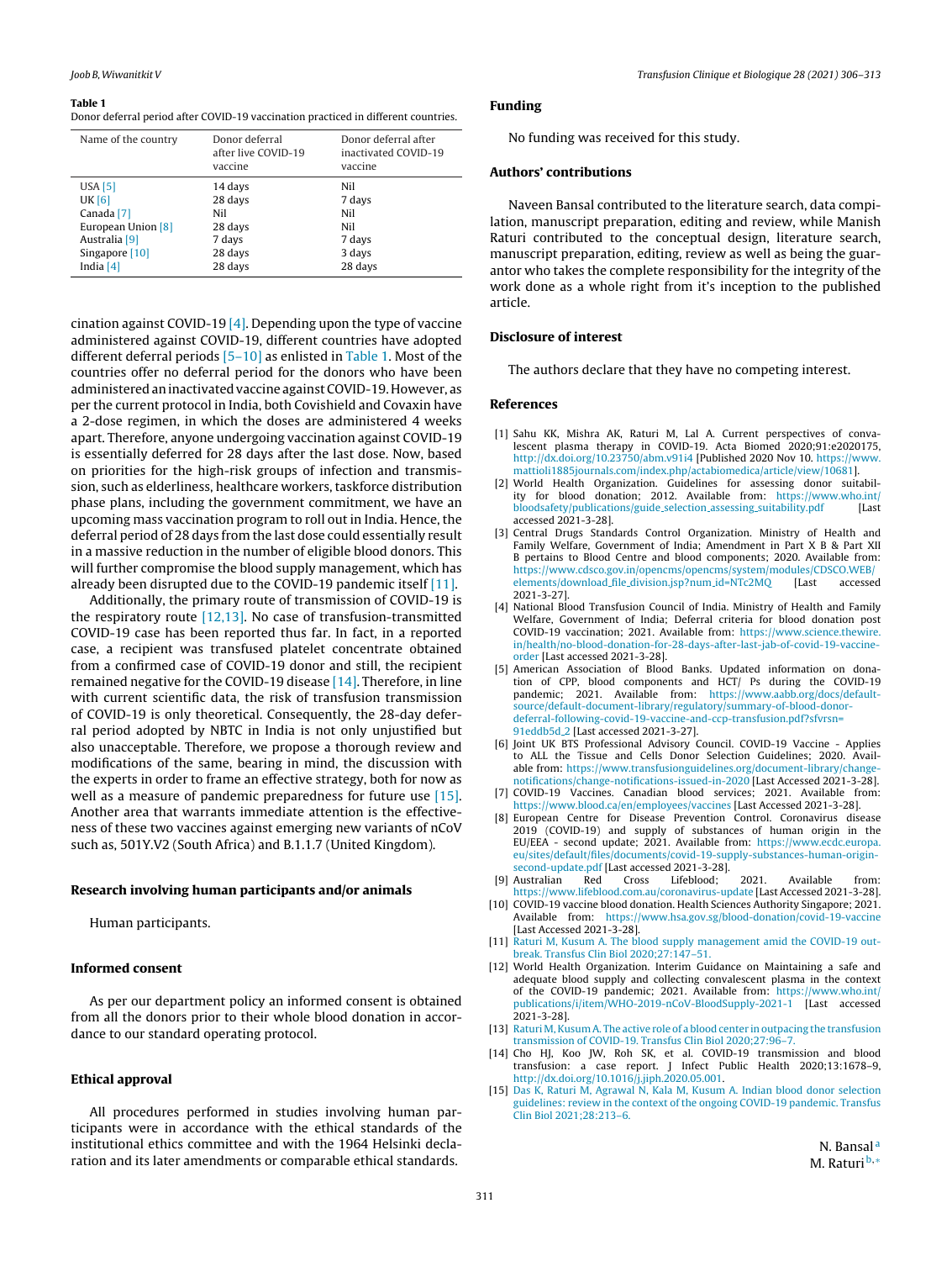**Table 1**
Donor deferral period after COVID-19 vaccination practiced in different countries.

| Name of the country | Donor deferral after live COVID-19 vaccine | Donor deferral after inactivated COVID-19 vaccine |
|---|---|---|
| USA [5] | 14 days | Nil |
| UK [6] | 28 days | 7 days |
| Canada [7] | Nil | Nil |
| European Union [8] | 28 days | Nil |
| Australia [9] | 7 days | 7 days |
| Singapore [10] | 28 days | 3 days |
| India [4] | 28 days | 28 days |

cination against COVID-19 [4]. Depending upon the type of vaccine administered against COVID-19, different countries have adopted different deferral periods [5–10] as enlisted in Table 1. Most of the countries offer no deferral period for the donors who have been administered an inactivated vaccine against COVID-19. However, as per the current protocol in India, both Covishield and Covaxin have a 2-dose regimen, in which the doses are administered 4 weeks apart. Therefore, anyone undergoing vaccination against COVID-19 is essentially deferred for 28 days after the last dose. Now, based on priorities for the high-risk groups of infection and transmission, such as elderliness, healthcare workers, taskforce distribution phase plans, including the government commitment, we have an upcoming mass vaccination program to roll out in India. Hence, the deferral period of 28 days from the last dose could essentially result in a massive reduction in the number of eligible blood donors. This will further compromise the blood supply management, which has already been disrupted due to the COVID-19 pandemic itself [11].

Additionally, the primary route of transmission of COVID-19 is the respiratory route [12,13]. No case of transfusion-transmitted COVID-19 case has been reported thus far. In fact, in a reported case, a recipient was transfused platelet concentrate obtained from a confirmed case of COVID-19 donor and still, the recipient remained negative for the COVID-19 disease [14]. Therefore, in line with current scientific data, the risk of transfusion transmission of COVID-19 is only theoretical. Consequently, the 28-day deferral period adopted by NBTC in India is not only unjustified but also unacceptable. Therefore, we propose a thorough review and modifications of the same, bearing in mind, the discussion with the experts in order to frame an effective strategy, both for now as well as a measure of pandemic preparedness for future use [15]. Another area that warrants immediate attention is the effectiveness of these two vaccines against emerging new variants of nCoV such as, 501Y.V2 (South Africa) and B.1.1.7 (United Kingdom).

## Research involving human participants and/or animals

Human participants.

## Informed consent

As per our department policy an informed consent is obtained from all the donors prior to their whole blood donation in accordance to our standard operating protocol.

## Ethical approval

All procedures performed in studies involving human participants were in accordance with the ethical standards of the institutional ethics committee and with the 1964 Helsinki declaration and its later amendments or comparable ethical standards.

## Funding

No funding was received for this study.

## Authors' contributions

Naveen Bansal contributed to the literature search, data compilation, manuscript preparation, editing and review, while Manish Raturi contributed to the conceptual design, literature search, manuscript preparation, editing, review as well as being the guarantor who takes the complete responsibility for the integrity of the work done as a whole right from it's inception to the published article.

## Disclosure of interest

The authors declare that they have no competing interest.

## References

[1] Sahu KK, Mishra AK, Raturi M, Lal A. Current perspectives of convalescent plasma therapy in COVID-19. Acta Biomed 2020;91:e2020175, http://dx.doi.org/10.23750/abm.v91i4 [Published 2020 Nov 10. https://www.mattioli1885journals.com/index.php/actabiomedica/article/view/10681].

[2] World Health Organization. Guidelines for assessing donor suitability for blood donation; 2012. Available from: https://www.who.int/bloodsafety/publications/guide_selection_assessing_suitability.pdf [Last accessed 2021-3-28].

[3] Central Drugs Standards Control Organization. Ministry of Health and Family Welfare, Government of India; Amendment in Part X B & Part XII B pertains to Blood Centre and blood components; 2020. Available from: https://www.cdsco.gov.in/opencms/opencms/system/modules/CDSCO.WEB/elements/download_file_division.jsp?num_id=NTc2MQ [Last accessed 2021-3-27].

[4] National Blood Transfusion Council of India. Ministry of Health and Family Welfare, Government of India; Deferral criteria for blood donation post COVID-19 vaccination; 2021. Available from: https://www.science.thewire.in/health/no-blood-donation-for-28-days-after-last-jab-of-covid-19-vaccine-order [Last accessed 2021-3-28].

[5] American Association of Blood Banks. Updated information on donation of CPP, blood components and HCT/ Ps during the COVID-19 pandemic; 2021. Available from: https://www.aabb.org/docs/default-source/default-document-library/regulatory/summary-of-blood-donor-deferral-following-covid-19-vaccine-and-ccp-transfusion.pdf?sfvrsn=91eddb5d_2 [Last accessed 2021-3-27].

[6] Joint UK BTS Professional Advisory Council. COVID-19 Vaccine - Applies to ALL the Tissue and Cells Donor Selection Guidelines; 2020. Available from: https://www.transfusionguidelines.org/document-library/change-notifications/change-notifications-issued-in-2020 [Last Accessed 2021-3-28].

[7] COVID-19 Vaccines. Canadian blood services; 2021. Available from: https://www.blood.ca/en/employees/vaccines [Last Accessed 2021-3-28].

[8] European Centre for Disease Prevention Control. Coronavirus disease 2019 (COVID-19) and supply of substances of human origin in the EU/EEA - second update; 2021. Available from: https://www.ecdc.europa.eu/sites/default/files/documents/covid-19-supply-substances-human-origin-second-update.pdf [Last accessed 2021-3-28].

[9] Australian Red Cross Lifeblood; 2021. Available from: https://www.lifeblood.com.au/coronavirus-update [Last Accessed 2021-3-28].

[10] COVID-19 vaccine blood donation. Health Sciences Authority Singapore; 2021. Available from: https://www.hsa.gov.sg/blood-donation/covid-19-vaccine [Last Accessed 2021-3-28].

[11] Raturi M, Kusum A. The blood supply management amid the COVID-19 outbreak. Transfus Clin Biol 2020;27:147–51.

[12] World Health Organization. Interim Guidance on Maintaining a safe and adequate blood supply and collecting convalescent plasma in the context of the COVID-19 pandemic; 2021. Available from: https://www.who.int/publications/i/item/WHO-2019-nCoV-BloodSupply-2021-1 [Last accessed 2021-3-28].

[13] Raturi M, Kusum A. The active role of a blood center in outpacing the transfusion transmission of COVID-19. Transfus Clin Biol 2020;27:96–7.

[14] Cho HJ, Koo JW, Roh SK, et al. COVID-19 transmission and blood transfusion: a case report. J Infect Public Health 2020;13:1678–9, http://dx.doi.org/10.1016/j.jiph.2020.05.001.

[15] Das K, Raturi M, Agrawal N, Kala M, Kusum A. Indian blood donor selection guidelines: review in the context of the ongoing COVID-19 pandemic. Transfus Clin Biol 2021;28:213–6.

N. Bansal [a]
M. Raturi [b,*]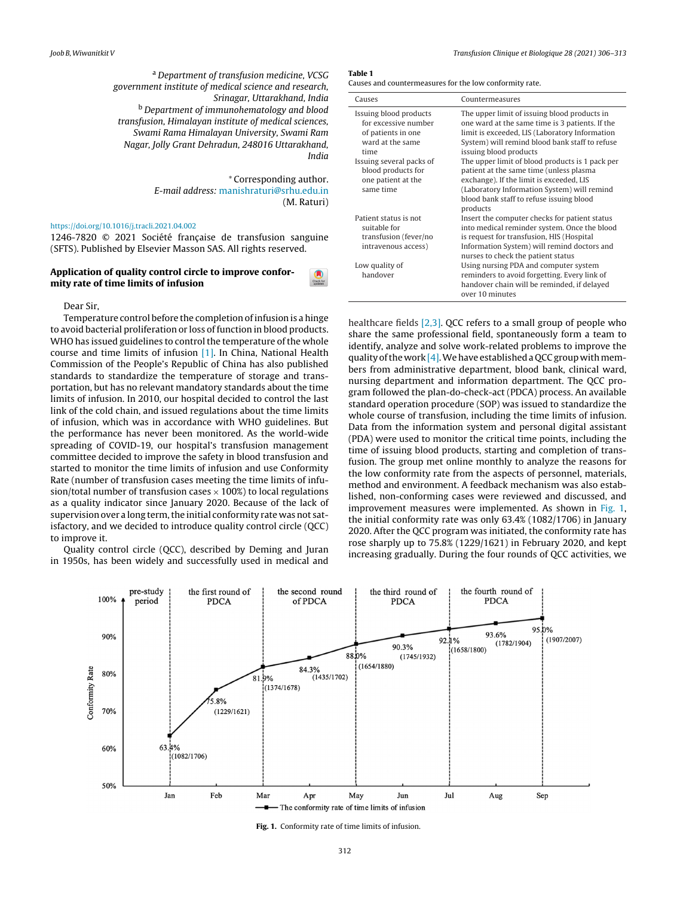[a] Department of transfusion medicine, VCSG government institute of medical science and research, Srinagar, Uttarakhand, India
[b] Department of immunohematology and blood transfusion, Himalayan institute of medical sciences, Swami Rama Himalayan University, Swami Ram Nagar, Jolly Grant Dehradun, 248016 Uttarakhand, India

* Corresponding author.
*E-mail address:* manishraturi@srhu.edu.in (M. Raturi)

https://doi.org/10.1016/j.tracli.2021.04.002
1246-7820 © 2021 Société française de transfusion sanguine (SFTS). Published by Elsevier Masson SAS. All rights reserved.

## Application of quality control circle to improve conformity rate of time limits of infusion

Dear Sir,

Temperature control before the completion of infusion is a hinge to avoid bacterial proliferation or loss of function in blood products. WHO has issued guidelines to control the temperature of the whole course and time limits of infusion [1]. In China, National Health Commission of the People's Republic of China has also published standards to standardize the temperature of storage and transportation, but has no relevant mandatory standards about the time limits of infusion. In 2010, our hospital decided to control the last link of the cold chain, and issued regulations about the time limits of infusion, which was in accordance with WHO guidelines. But the performance has never been monitored. As the world-wide spreading of COVID-19, our hospital's transfusion management committee decided to improve the safety in blood transfusion and started to monitor the time limits of infusion and use Conformity Rate (number of transfusion cases meeting the time limits of infusion/total number of transfusion cases × 100%) to local regulations as a quality indicator since January 2020. Because of the lack of supervision over a long term, the initial conformity rate was not satisfactory, and we decided to introduce quality control circle (QCC) to improve it.

Quality control circle (QCC), described by Deming and Juran in 1950s, has been widely and successfully used in medical and healthcare fields [2,3]. QCC refers to a small group of people who share the same professional field, spontaneously form a team to identify, analyze and solve work-related problems to improve the quality of the work [4]. We have established a QCC group with members from administrative department, blood bank, clinical ward, nursing department and information department. The QCC program followed the plan-do-check-act (PDCA) process. An available standard operation procedure (SOP) was issued to standardize the whole course of transfusion, including the time limits of infusion. Data from the information system and personal digital assistant (PDA) were used to monitor the critical time points, including the time of issuing blood products, starting and completion of transfusion. The group met online monthly to analyze the reasons for the low conformity rate from the aspects of personnel, materials, method and environment. A feedback mechanism was also established, non-conforming cases were reviewed and discussed, and improvement measures were implemented. As shown in Fig. 1, the initial conformity rate was only 63.4% (1082/1706) in January 2020. After the QCC program was initiated, the conformity rate has rose sharply up to 75.8% (1229/1621) in February 2020, and kept increasing gradually. During the four rounds of QCC activities, we

**Table 1**
Causes and countermeasures for the low conformity rate.

| Causes | Countermeasures |
|---|---|
| Issuing blood products for excessive number of patients in one ward at the same time | The upper limit of issuing blood products in one ward at the same time is 3 patients. If the limit is exceeded, LIS (Laboratory Information System) will remind blood bank staff to refuse issuing blood products |
| Issuing several packs of blood products for one patient at the same time | The upper limit of blood products is 1 pack per patient at the same time (unless plasma exchange). If the limit is exceeded, LIS (Laboratory Information System) will remind blood bank staff to refuse issuing blood products |
| Patient status is not suitable for transfusion (fever/no intravenous access) | Insert the computer checks for patient status into medical reminder system. Once the blood is request for transfusion, HIS (Hospital Information System) will remind doctors and nurses to check the patient status |
| Low quality of handover | Using nursing PDA and computer system reminders to avoid forgetting. Every link of handover chain will be reminded, if delayed over 10 minutes |

pre-study period
the first round of PDCA
the second round of PDCA
the third round of PDCA
the fourth round of PDCA
100%
90%
80%
70%
60%
50%
Conformity Rate
63.4% (1082/1706)
75.8% (1229/1621)
81.9% (1374/1678)
84.3% (1435/1702)
88.0% (1654/1880)
90.3% (1745/1932)
92.1% (1658/1800)
93.6% (1782/1904)
95.0% (1907/2007)
Jan
Feb
Mar
Apr
May
Jun
Jul
Aug
Sep
The conformity rate of time limits of infusion

**Fig. 1.** Conformity rate of time limits of infusion.